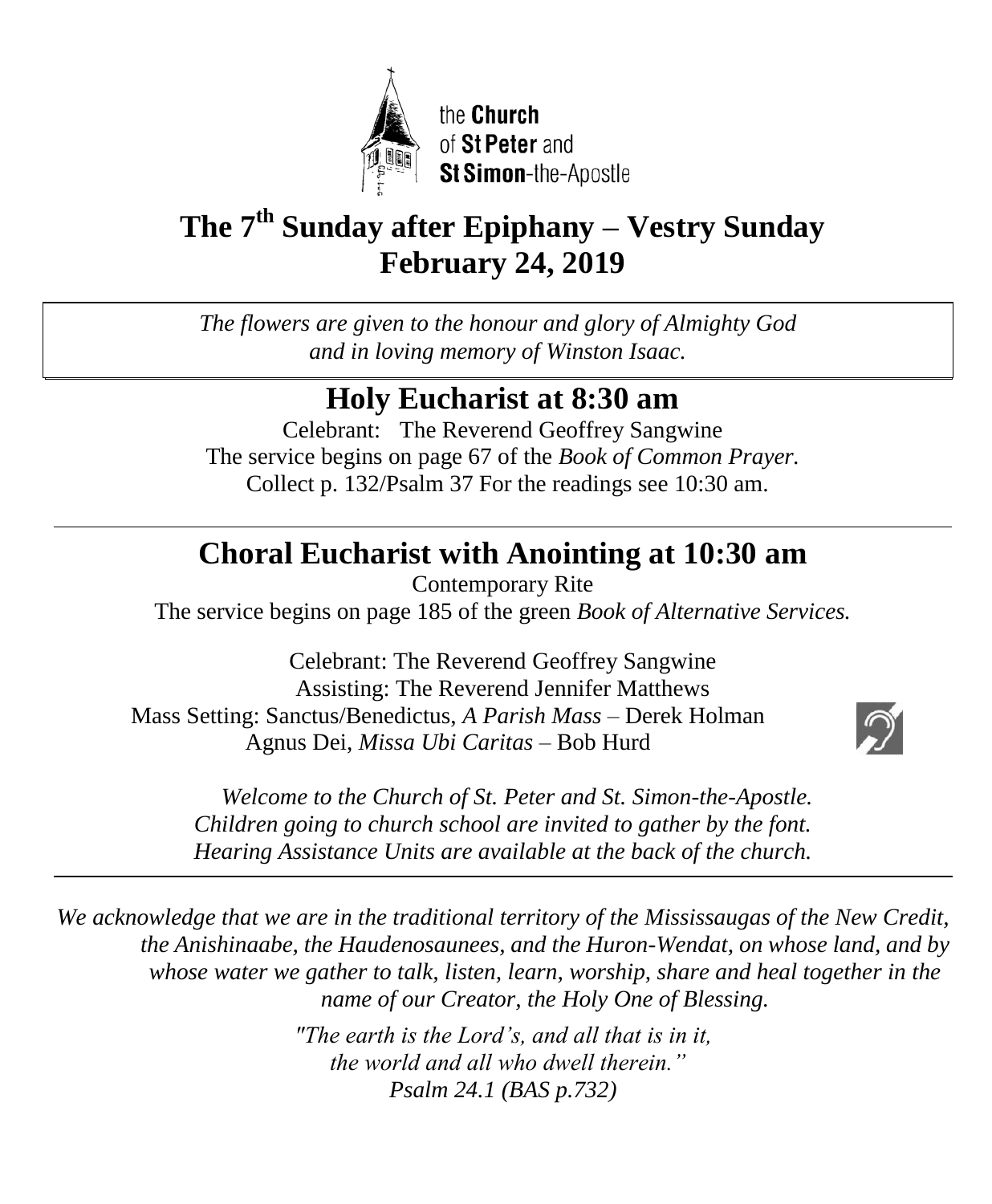the **Church** of **St Peter** and **St Simon**-the-Apostle

# The 7th Sunday after Epiphany – Vestry Sunday
# February 24, 2019

*The flowers are given to the honour and glory of Almighty God and in loving memory of Winston Isaac.*

## Holy Eucharist at 8:30 am

Celebrant: The Reverend Geoffrey Sangwine
The service begins on page 67 of the *Book of Common Prayer.*
Collect p. 132/Psalm 37 For the readings see 10:30 am.

## Choral Eucharist with Anointing at 10:30 am

Contemporary Rite
The service begins on page 185 of the green *Book of Alternative Services.*

Celebrant: The Reverend Geoffrey Sangwine
Assisting: The Reverend Jennifer Matthews
Mass Setting: Sanctus/Benedictus, *A Parish Mass* – Derek Holman
Agnus Dei, *Missa Ubi Caritas* – Bob Hurd

*Welcome to the Church of St. Peter and St. Simon-the-Apostle.*
*Children going to church school are invited to gather by the font.*
*Hearing Assistance Units are available at the back of the church.*

*We acknowledge that we are in the traditional territory of the Mississaugas of the New Credit, the Anishinaabe, the Haudenosaunees, and the Huron-Wendat, on whose land, and by whose water we gather to talk, listen, learn, worship, share and heal together in the name of our Creator, the Holy One of Blessing.*

*"The earth is the Lord's, and all that is in it,*
*the world and all who dwell therein."*
*Psalm 24.1 (BAS p.732)*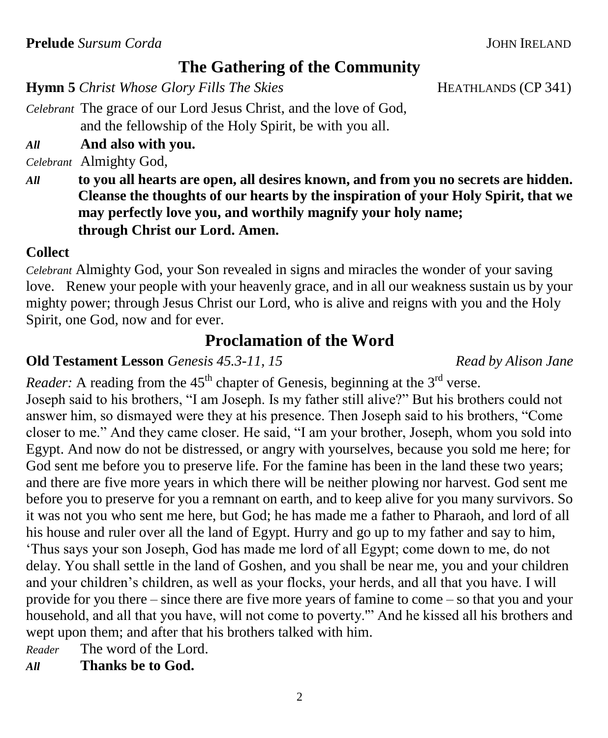**Prelude** *Sursum Corda* JOHN IRELAND

## The Gathering of the Community

**Hymn 5** *Christ Whose Glory Fills The Skies* HEATHLANDS (CP 341)

*Celebrant* The grace of our Lord Jesus Christ, and the love of God, and the fellowship of the Holy Spirit, be with you all.

***All*** **And also with you.**

*Celebrant* Almighty God,

***All*** **to you all hearts are open, all desires known, and from you no secrets are hidden. Cleanse the thoughts of our hearts by the inspiration of your Holy Spirit, that we may perfectly love you, and worthily magnify your holy name; through Christ our Lord. Amen.**

**Collect**

*Celebrant* Almighty God, your Son revealed in signs and miracles the wonder of your saving love. Renew your people with your heavenly grace, and in all our weakness sustain us by your mighty power; through Jesus Christ our Lord, who is alive and reigns with you and the Holy Spirit, one God, now and for ever.

## Proclamation of the Word

**Old Testament Lesson** *Genesis 45.3-11, 15* *Read by Alison Jane*

*Reader:* A reading from the 45th chapter of Genesis, beginning at the 3rd verse.
Joseph said to his brothers, "I am Joseph. Is my father still alive?" But his brothers could not answer him, so dismayed were they at his presence. Then Joseph said to his brothers, "Come closer to me." And they came closer. He said, "I am your brother, Joseph, whom you sold into Egypt. And now do not be distressed, or angry with yourselves, because you sold me here; for God sent me before you to preserve life. For the famine has been in the land these two years; and there are five more years in which there will be neither plowing nor harvest. God sent me before you to preserve for you a remnant on earth, and to keep alive for you many survivors. So it was not you who sent me here, but God; he has made me a father to Pharaoh, and lord of all his house and ruler over all the land of Egypt. Hurry and go up to my father and say to him, 'Thus says your son Joseph, God has made me lord of all Egypt; come down to me, do not delay. You shall settle in the land of Goshen, and you shall be near me, you and your children and your children's children, as well as your flocks, your herds, and all that you have. I will provide for you there – since there are five more years of famine to come – so that you and your household, and all that you have, will not come to poverty.'" And he kissed all his brothers and wept upon them; and after that his brothers talked with him.

*Reader* The word of the Lord.

***All*** **Thanks be to God.**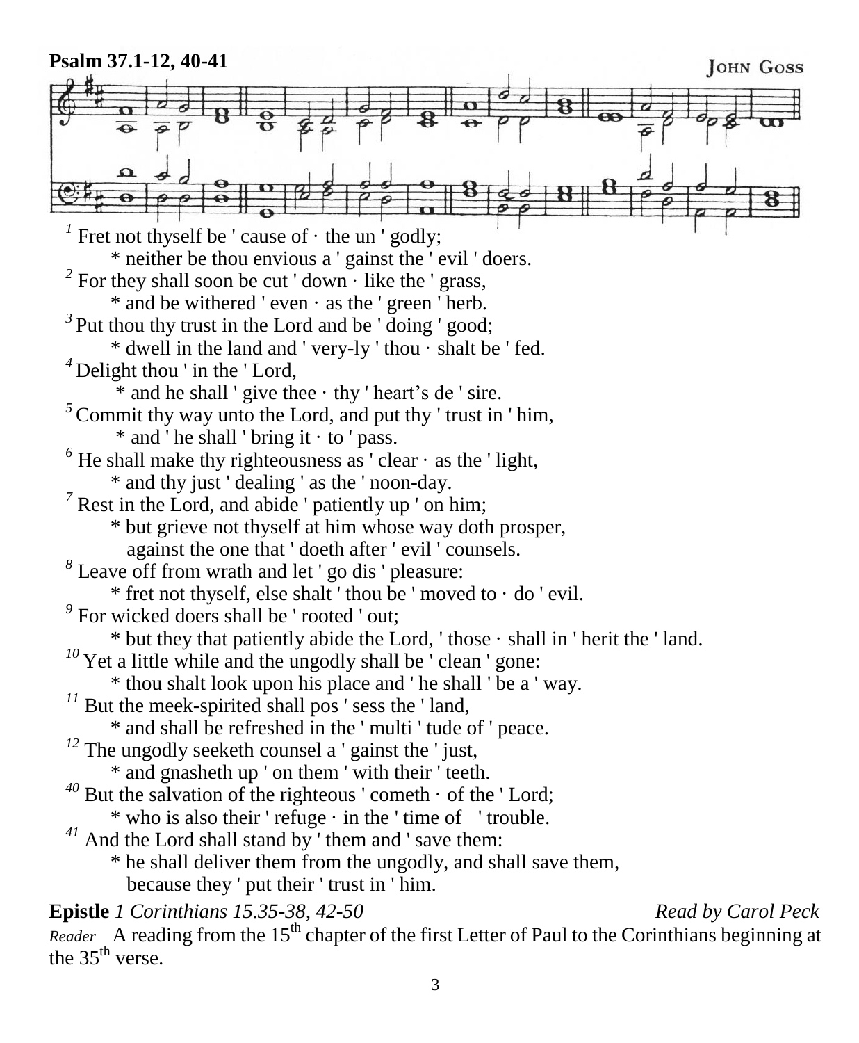**Psalm 37.1-12, 40-41**

JOHN GOSS

[1] Fret not thyself be ' cause of · the un ' godly;
* neither be thou envious a ' gainst the ' evil ' doers.

[2] For they shall soon be cut ' down · like the ' grass,
* and be withered ' even · as the ' green ' herb.

[3] Put thou thy trust in the Lord and be ' doing ' good;
* dwell in the land and ' very-ly ' thou · shalt be ' fed.

[4] Delight thou ' in the ' Lord,
* and he shall ' give thee · thy ' heart's de ' sire.

[5] Commit thy way unto the Lord, and put thy ' trust in ' him,
* and ' he shall ' bring it · to ' pass.

[6] He shall make thy righteousness as ' clear · as the ' light,
* and thy just ' dealing ' as the ' noon-day.

[7] Rest in the Lord, and abide ' patiently up ' on him;
* but grieve not thyself at him whose way doth prosper,
against the one that ' doeth after ' evil ' counsels.

[8] Leave off from wrath and let ' go dis ' pleasure:
* fret not thyself, else shalt ' thou be ' moved to · do ' evil.

[9] For wicked doers shall be ' rooted ' out;
* but they that patiently abide the Lord, ' those · shall in ' herit the ' land.

[10] Yet a little while and the ungodly shall be ' clean ' gone:
* thou shalt look upon his place and ' he shall ' be a ' way.

[11] But the meek-spirited shall pos ' sess the ' land,
* and shall be refreshed in the ' multi ' tude of ' peace.

[12] The ungodly seeketh counsel a ' gainst the ' just,
* and gnasheth up ' on them ' with their ' teeth.

[40] But the salvation of the righteous ' cometh · of the ' Lord;
* who is also their ' refuge · in the ' time of ' trouble.

[41] And the Lord shall stand by ' them and ' save them:
* he shall deliver them from the ungodly, and shall save them,
because they ' put their ' trust in ' him.

**Epistle** *1 Corinthians 15.35-38, 42-50* *Read by Carol Peck*

*Reader* A reading from the 15th chapter of the first Letter of Paul to the Corinthians beginning at the 35th verse.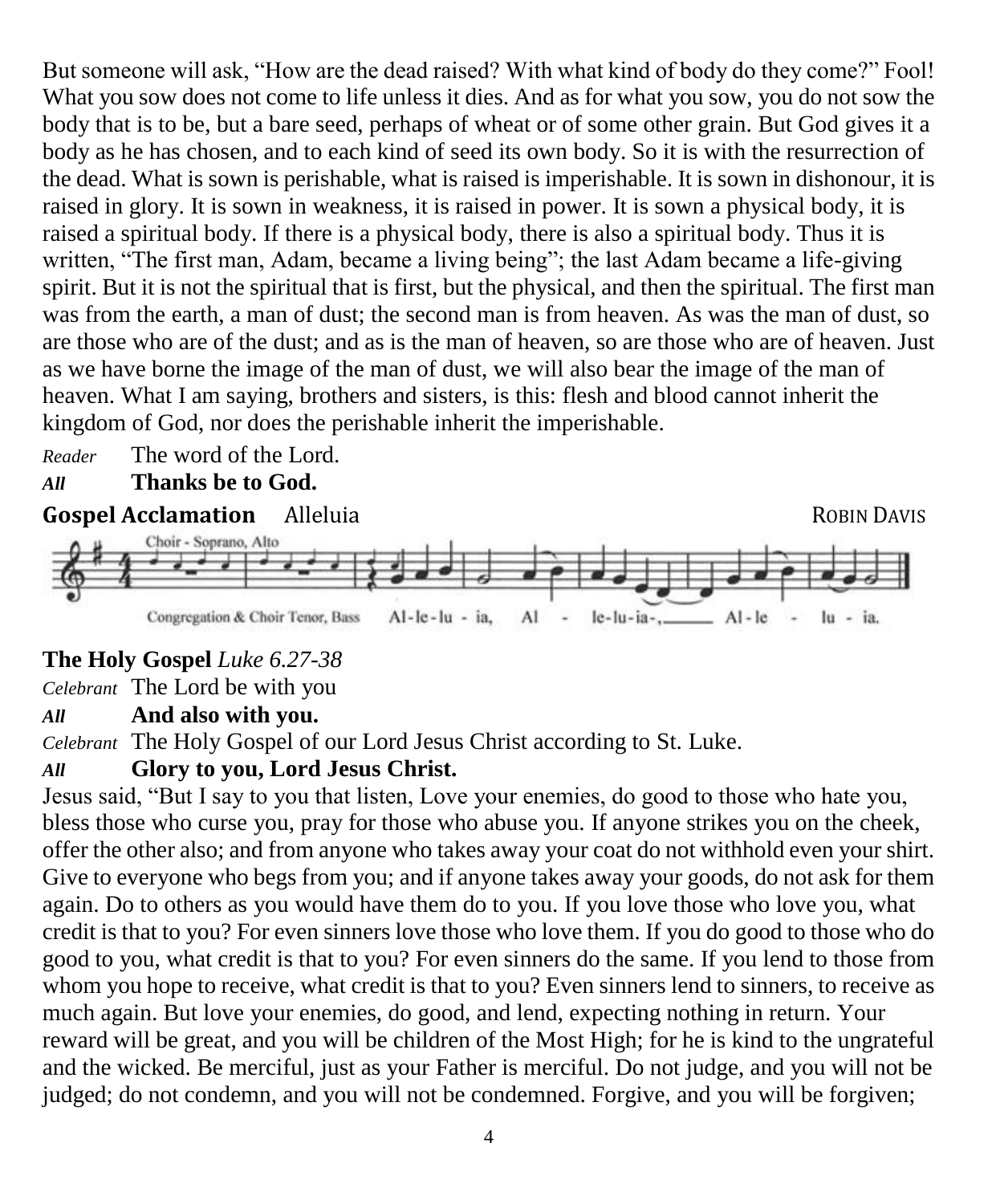But someone will ask, "How are the dead raised? With what kind of body do they come?" Fool! What you sow does not come to life unless it dies. And as for what you sow, you do not sow the body that is to be, but a bare seed, perhaps of wheat or of some other grain. But God gives it a body as he has chosen, and to each kind of seed its own body. So it is with the resurrection of the dead. What is sown is perishable, what is raised is imperishable. It is sown in dishonour, it is raised in glory. It is sown in weakness, it is raised in power. It is sown a physical body, it is raised a spiritual body. If there is a physical body, there is also a spiritual body. Thus it is written, "The first man, Adam, became a living being"; the last Adam became a life-giving spirit. But it is not the spiritual that is first, but the physical, and then the spiritual. The first man was from the earth, a man of dust; the second man is from heaven. As was the man of dust, so are those who are of the dust; and as is the man of heaven, so are those who are of heaven. Just as we have borne the image of the man of dust, we will also bear the image of the man of heaven. What I am saying, brothers and sisters, is this: flesh and blood cannot inherit the kingdom of God, nor does the perishable inherit the imperishable.

*Reader* The word of the Lord.

***All*** **Thanks be to God.**

**Gospel Acclamation** Alleluia ROBIN DAVIS

Choir - Soprano, Alto

Congregation & Choir Tenor, Bass Al-le-lu - ia, Al - le-lu-ia-, Al-le - lu - ia.

**The Holy Gospel** *Luke 6.27-38*

*Celebrant* The Lord be with you

***All*** **And also with you.**

*Celebrant* The Holy Gospel of our Lord Jesus Christ according to St. Luke.

***All*** **Glory to you, Lord Jesus Christ.**

Jesus said, "But I say to you that listen, Love your enemies, do good to those who hate you, bless those who curse you, pray for those who abuse you. If anyone strikes you on the cheek, offer the other also; and from anyone who takes away your coat do not withhold even your shirt. Give to everyone who begs from you; and if anyone takes away your goods, do not ask for them again. Do to others as you would have them do to you. If you love those who love you, what credit is that to you? For even sinners love those who love them. If you do good to those who do good to you, what credit is that to you? For even sinners do the same. If you lend to those from whom you hope to receive, what credit is that to you? Even sinners lend to sinners, to receive as much again. But love your enemies, do good, and lend, expecting nothing in return. Your reward will be great, and you will be children of the Most High; for he is kind to the ungrateful and the wicked. Be merciful, just as your Father is merciful. Do not judge, and you will not be judged; do not condemn, and you will not be condemned. Forgive, and you will be forgiven;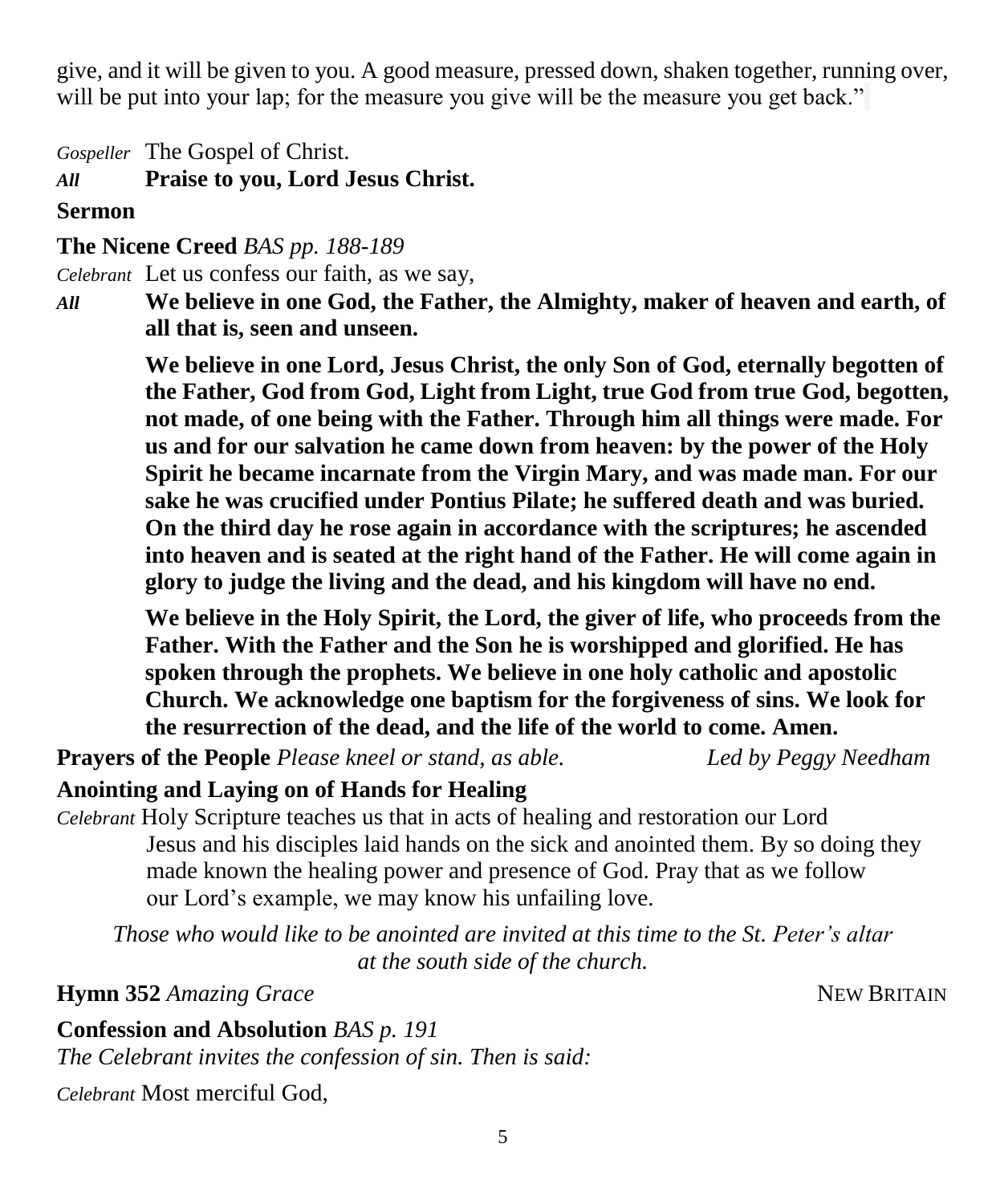give, and it will be given to you. A good measure, pressed down, shaken together, running over, will be put into your lap; for the measure you give will be the measure you get back."

*Gospeller* The Gospel of Christ.
***All*** **Praise to you, Lord Jesus Christ.**

**Sermon**

**The Nicene Creed** *BAS pp. 188-189*

*Celebrant* Let us confess our faith, as we say,

***All*** **We believe in one God, the Father, the Almighty, maker of heaven and earth, of all that is, seen and unseen.**

**We believe in one Lord, Jesus Christ, the only Son of God, eternally begotten of the Father, God from God, Light from Light, true God from true God, begotten, not made, of one being with the Father. Through him all things were made. For us and for our salvation he came down from heaven: by the power of the Holy Spirit he became incarnate from the Virgin Mary, and was made man. For our sake he was crucified under Pontius Pilate; he suffered death and was buried. On the third day he rose again in accordance with the scriptures; he ascended into heaven and is seated at the right hand of the Father. He will come again in glory to judge the living and the dead, and his kingdom will have no end.**

**We believe in the Holy Spirit, the Lord, the giver of life, who proceeds from the Father. With the Father and the Son he is worshipped and glorified. He has spoken through the prophets. We believe in one holy catholic and apostolic Church. We acknowledge one baptism for the forgiveness of sins. We look for the resurrection of the dead, and the life of the world to come. Amen.**

**Prayers of the People** *Please kneel or stand, as able.* *Led by Peggy Needham*

**Anointing and Laying on of Hands for Healing**

*Celebrant* Holy Scripture teaches us that in acts of healing and restoration our Lord Jesus and his disciples laid hands on the sick and anointed them. By so doing they made known the healing power and presence of God. Pray that as we follow our Lord's example, we may know his unfailing love.

*Those who would like to be anointed are invited at this time to the St. Peter's altar at the south side of the church.*

**Hymn 352** *Amazing Grace* NEW BRITAIN

**Confession and Absolution** *BAS p. 191*

*The Celebrant invites the confession of sin. Then is said:*

*Celebrant* Most merciful God,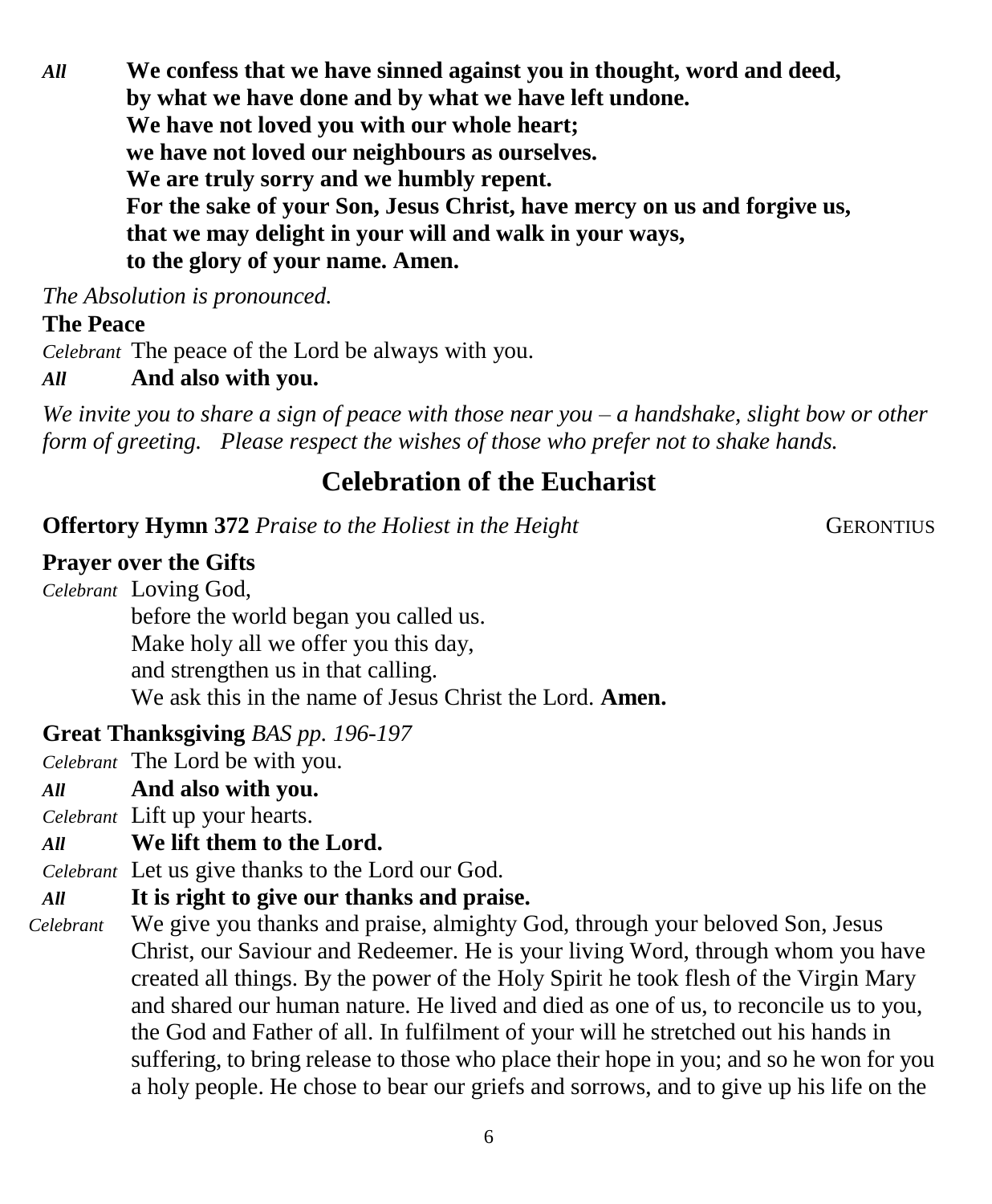*All* **We confess that we have sinned against you in thought, word and deed,**
**by what we have done and by what we have left undone.**
**We have not loved you with our whole heart;**
**we have not loved our neighbours as ourselves.**
**We are truly sorry and we humbly repent.**
**For the sake of your Son, Jesus Christ, have mercy on us and forgive us,**
**that we may delight in your will and walk in your ways,**
**to the glory of your name. Amen.**

*The Absolution is pronounced.*

**The Peace**

*Celebrant* The peace of the Lord be always with you.

*All* **And also with you.**

*We invite you to share a sign of peace with those near you – a handshake, slight bow or other form of greeting. Please respect the wishes of those who prefer not to shake hands.*

## Celebration of the Eucharist

**Offertory Hymn 372** *Praise to the Holiest in the Height* GERONTIUS

**Prayer over the Gifts**

*Celebrant* Loving God,
before the world began you called us.
Make holy all we offer you this day,
and strengthen us in that calling.
We ask this in the name of Jesus Christ the Lord. **Amen.**

**Great Thanksgiving** *BAS pp. 196-197*

*Celebrant* The Lord be with you.

*All* **And also with you.**

*Celebrant* Lift up your hearts.

*All* **We lift them to the Lord.**

*Celebrant* Let us give thanks to the Lord our God.

*All* **It is right to give our thanks and praise.**

*Celebrant* We give you thanks and praise, almighty God, through your beloved Son, Jesus Christ, our Saviour and Redeemer. He is your living Word, through whom you have created all things. By the power of the Holy Spirit he took flesh of the Virgin Mary and shared our human nature. He lived and died as one of us, to reconcile us to you, the God and Father of all. In fulfilment of your will he stretched out his hands in suffering, to bring release to those who place their hope in you; and so he won for you a holy people. He chose to bear our griefs and sorrows, and to give up his life on the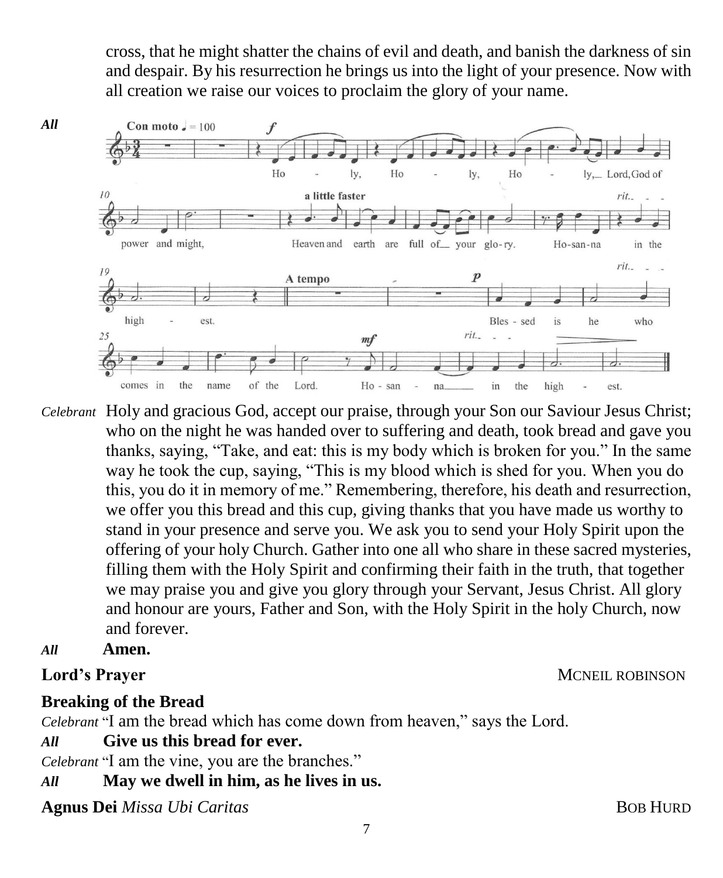cross, that he might shatter the chains of evil and death, and banish the darkness of sin and despair. By his resurrection he brings us into the light of your presence. Now with all creation we raise our voices to proclaim the glory of your name.

*All*

Con moto ♩ = 100

Holy, Holy, Holy, Lord, God of power and might, Heaven and earth are full of your glory. Hosanna in the highest. Blessed is he who comes in the name of the Lord. Hosanna in the highest.

*Celebrant* Holy and gracious God, accept our praise, through your Son our Saviour Jesus Christ; who on the night he was handed over to suffering and death, took bread and gave you thanks, saying, "Take, and eat: this is my body which is broken for you." In the same way he took the cup, saying, "This is my blood which is shed for you. When you do this, you do it in memory of me." Remembering, therefore, his death and resurrection, we offer you this bread and this cup, giving thanks that you have made us worthy to stand in your presence and serve you. We ask you to send your Holy Spirit upon the offering of your holy Church. Gather into one all who share in these sacred mysteries, filling them with the Holy Spirit and confirming their faith in the truth, that together we may praise you and give you glory through your Servant, Jesus Christ. All glory and honour are yours, Father and Son, with the Holy Spirit in the holy Church, now and forever.

*All* **Amen.**

**Lord's Prayer** MCNEIL ROBINSON

**Breaking of the Bread**

*Celebrant* "I am the bread which has come down from heaven," says the Lord.

*All* **Give us this bread for ever.**

*Celebrant* "I am the vine, you are the branches."

*All* **May we dwell in him, as he lives in us.**

**Agnus Dei** *Missa Ubi Caritas* BOB HURD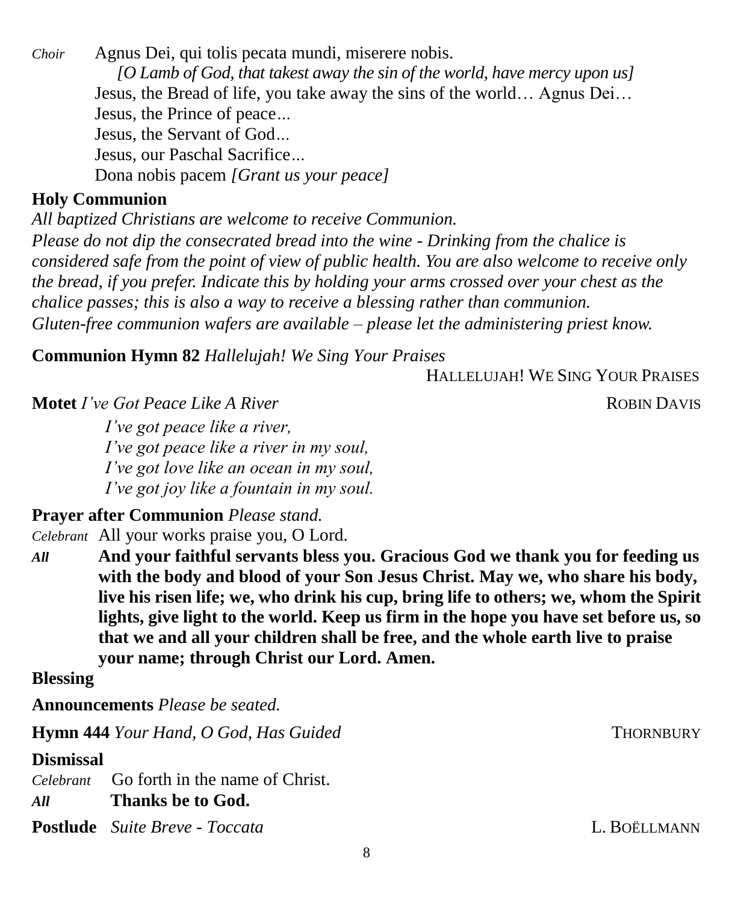*Choir* Agnus Dei, qui tolis pecata mundi, miserere nobis.
*[O Lamb of God, that takest away the sin of the world, have mercy upon us]*
Jesus, the Bread of life, you take away the sins of the world… Agnus Dei…
Jesus, the Prince of peace...
Jesus, the Servant of God...
Jesus, our Paschal Sacrifice...
Dona nobis pacem *[Grant us your peace]*

**Holy Communion**

*All baptized Christians are welcome to receive Communion.*
*Please do not dip the consecrated bread into the wine - Drinking from the chalice is considered safe from the point of view of public health. You are also welcome to receive only the bread, if you prefer. Indicate this by holding your arms crossed over your chest as the chalice passes; this is also a way to receive a blessing rather than communion.*
*Gluten-free communion wafers are available – please let the administering priest know.*

**Communion Hymn 82** *Hallelujah! We Sing Your Praises*
HALLELUJAH! WE SING YOUR PRAISES

**Motet** *I've Got Peace Like A River* ROBIN DAVIS

*I've got peace like a river,*
*I've got peace like a river in my soul,*
*I've got love like an ocean in my soul,*
*I've got joy like a fountain in my soul.*

**Prayer after Communion** *Please stand.*

*Celebrant* All your works praise you, O Lord.
***All*** **And your faithful servants bless you. Gracious God we thank you for feeding us with the body and blood of your Son Jesus Christ. May we, who share his body, live his risen life; we, who drink his cup, bring life to others; we, whom the Spirit lights, give light to the world. Keep us firm in the hope you have set before us, so that we and all your children shall be free, and the whole earth live to praise your name; through Christ our Lord. Amen.**

**Blessing**

**Announcements** *Please be seated.*

**Hymn 444** *Your Hand, O God, Has Guided* THORNBURY

**Dismissal**

*Celebrant* Go forth in the name of Christ.
***All*** **Thanks be to God.**

**Postlude** *Suite Breve - Toccata* L. BOËLLMANN